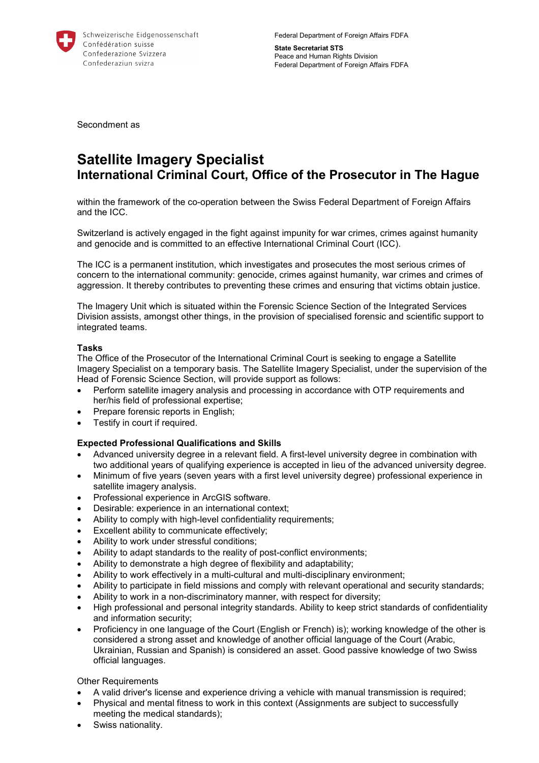Schweizerische Eidgenossenschaft
Confédération suisse
Confederazione Svizzera
Confederaziun svizra

Federal Department of Foreign Affairs FDFA

**State Secretariat STS**
Peace and Human Rights Division
Federal Department of Foreign Affairs FDFA

Secondment as

# Satellite Imagery Specialist
## International Criminal Court, Office of the Prosecutor in The Hague

within the framework of the co-operation between the Swiss Federal Department of Foreign Affairs and the ICC.

Switzerland is actively engaged in the fight against impunity for war crimes, crimes against humanity and genocide and is committed to an effective International Criminal Court (ICC).

The ICC is a permanent institution, which investigates and prosecutes the most serious crimes of concern to the international community: genocide, crimes against humanity, war crimes and crimes of aggression. It thereby contributes to preventing these crimes and ensuring that victims obtain justice.

The Imagery Unit which is situated within the Forensic Science Section of the Integrated Services Division assists, amongst other things, in the provision of specialised forensic and scientific support to integrated teams.

**Tasks**
The Office of the Prosecutor of the International Criminal Court is seeking to engage a Satellite Imagery Specialist on a temporary basis. The Satellite Imagery Specialist, under the supervision of the Head of Forensic Science Section, will provide support as follows:

- Perform satellite imagery analysis and processing in accordance with OTP requirements and her/his field of professional expertise;
- Prepare forensic reports in English;
- Testify in court if required.

**Expected Professional Qualifications and Skills**

- Advanced university degree in a relevant field. A first-level university degree in combination with two additional years of qualifying experience is accepted in lieu of the advanced university degree.
- Minimum of five years (seven years with a first level university degree) professional experience in satellite imagery analysis.
- Professional experience in ArcGIS software.
- Desirable: experience in an international context;
- Ability to comply with high-level confidentiality requirements;
- Excellent ability to communicate effectively;
- Ability to work under stressful conditions;
- Ability to adapt standards to the reality of post-conflict environments;
- Ability to demonstrate a high degree of flexibility and adaptability;
- Ability to work effectively in a multi-cultural and multi-disciplinary environment;
- Ability to participate in field missions and comply with relevant operational and security standards;
- Ability to work in a non-discriminatory manner, with respect for diversity;
- High professional and personal integrity standards. Ability to keep strict standards of confidentiality and information security;
- Proficiency in one language of the Court (English or French) is); working knowledge of the other is considered a strong asset and knowledge of another official language of the Court (Arabic, Ukrainian, Russian and Spanish) is considered an asset. Good passive knowledge of two Swiss official languages.

Other Requirements

- A valid driver's license and experience driving a vehicle with manual transmission is required;
- Physical and mental fitness to work in this context (Assignments are subject to successfully meeting the medical standards);
- Swiss nationality.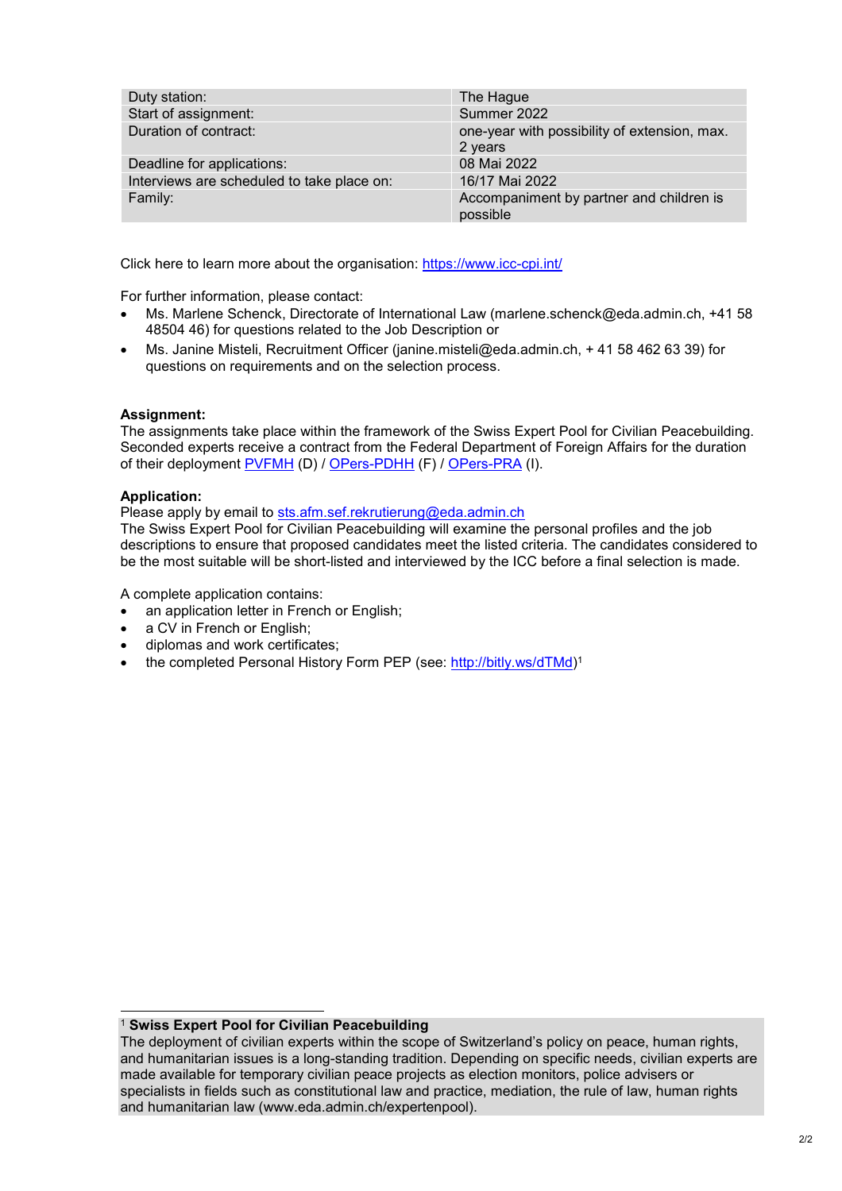| | |
|---|---|
| Duty station: | The Hague |
| Start of assignment: | Summer 2022 |
| Duration of contract: | one-year with possibility of extension, max. 2 years |
| Deadline for applications: | 08 Mai 2022 |
| Interviews are scheduled to take place on: | 16/17 Mai 2022 |
| Family: | Accompaniment by partner and children is possible |

Click here to learn more about the organisation: https://www.icc-cpi.int/

For further information, please contact:

- Ms. Marlene Schenck, Directorate of International Law (marlene.schenck@eda.admin.ch, +41 58 48504 46) for questions related to the Job Description or
- Ms. Janine Misteli, Recruitment Officer (janine.misteli@eda.admin.ch, + 41 58 462 63 39) for questions on requirements and on the selection process.

**Assignment:**
The assignments take place within the framework of the Swiss Expert Pool for Civilian Peacebuilding. Seconded experts receive a contract from the Federal Department of Foreign Affairs for the duration of their deployment PVFMH (D) / OPers-PDHH (F) / OPers-PRA (I).

**Application:**
Please apply by email to sts.afm.sef.rekrutierung@eda.admin.ch
The Swiss Expert Pool for Civilian Peacebuilding will examine the personal profiles and the job descriptions to ensure that proposed candidates meet the listed criteria. The candidates considered to be the most suitable will be short-listed and interviewed by the ICC before a final selection is made.

A complete application contains:

- an application letter in French or English;
- a CV in French or English;
- diplomas and work certificates;
- the completed Personal History Form PEP (see: http://bitly.ws/dTMd)[1]

[1] **Swiss Expert Pool for Civilian Peacebuilding**
The deployment of civilian experts within the scope of Switzerland's policy on peace, human rights, and humanitarian issues is a long-standing tradition. Depending on specific needs, civilian experts are made available for temporary civilian peace projects as election monitors, police advisers or specialists in fields such as constitutional law and practice, mediation, the rule of law, human rights and humanitarian law (www.eda.admin.ch/expertenpool).